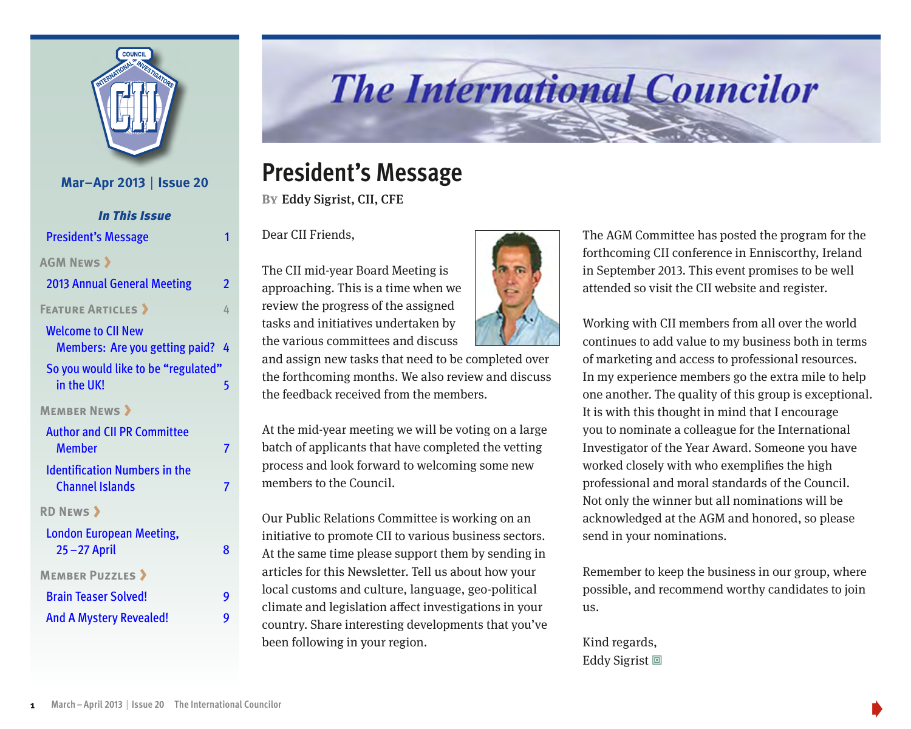# The International Councilor

**Mar–Apr 2013 | Issue 20**

***In This Issue***

- President's Message — 1
- **AGM News**
  - 2013 Annual General Meeting — 2
- **Feature Articles** — 4
  - Welcome to CII New Members: Are you getting paid? — 4
  - So you would like to be "regulated" in the UK! — 5
- **Member News**
  - Author and CII PR Committee Member — 7
  - Identification Numbers in the Channel Islands — 7
- **RD News**
  - London European Meeting, 25 – 27 April — 8
- **Member Puzzles**
  - Brain Teaser Solved! — 9
  - And A Mystery Revealed! — 9

## President's Message

By Eddy Sigrist, CII, CFE

Dear CII Friends,

The CII mid-year Board Meeting is approaching. This is a time when we review the progress of the assigned tasks and initiatives undertaken by the various committees and discuss and assign new tasks that need to be completed over the forthcoming months. We also review and discuss the feedback received from the members.

At the mid-year meeting we will be voting on a large batch of applicants that have completed the vetting process and look forward to welcoming some new members to the Council.

Our Public Relations Committee is working on an initiative to promote CII to various business sectors. At the same time please support them by sending in articles for this Newsletter. Tell us about how your local customs and culture, language, geo-political climate and legislation affect investigations in your country. Share interesting developments that you've been following in your region.

The AGM Committee has posted the program for the forthcoming CII conference in Enniscorthy, Ireland in September 2013. This event promises to be well attended so visit the CII website and register.

Working with CII members from all over the world continues to add value to my business both in terms of marketing and access to professional resources. In my experience members go the extra mile to help one another. The quality of this group is exceptional. It is with this thought in mind that I encourage you to nominate a colleague for the International Investigator of the Year Award. Someone you have worked closely with who exemplifies the high professional and moral standards of the Council. Not only the winner but all nominations will be acknowledged at the AGM and honored, so please send in your nominations.

Remember to keep the business in our group, where possible, and recommend worthy candidates to join us.

Kind regards,
Eddy Sigrist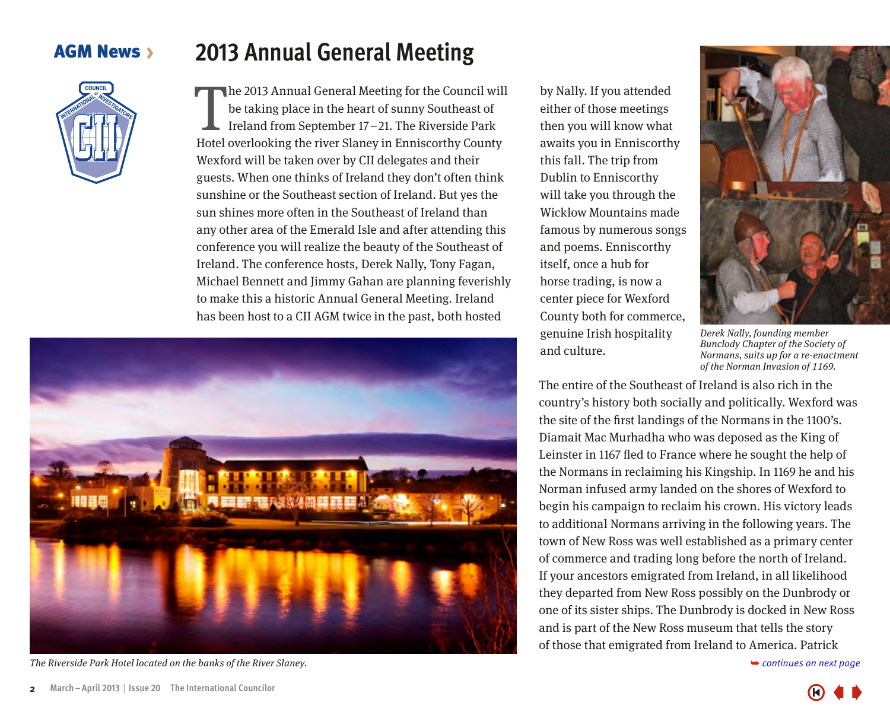AGM News ›

# 2013 Annual General Meeting

The 2013 Annual General Meeting for the Council will be taking place in the heart of sunny Southeast of Ireland from September 17 – 21. The Riverside Park Hotel overlooking the river Slaney in Enniscorthy County Wexford will be taken over by CII delegates and their guests. When one thinks of Ireland they don't often think sunshine or the Southeast section of Ireland. But yes the sun shines more often in the Southeast of Ireland than any other area of the Emerald Isle and after attending this conference you will realize the beauty of the Southeast of Ireland. The conference hosts, Derek Nally, Tony Fagan, Michael Bennett and Jimmy Gahan are planning feverishly to make this a historic Annual General Meeting. Ireland has been host to a CII AGM twice in the past, both hosted by Nally. If you attended either of those meetings then you will know what awaits you in Enniscorthy this fall. The trip from Dublin to Enniscorthy will take you through the Wicklow Mountains made famous by numerous songs and poems. Enniscorthy itself, once a hub for horse trading, is now a center piece for Wexford County both for commerce, genuine Irish hospitality and culture.

*The Riverside Park Hotel located on the banks of the River Slaney.*

*Derek Nally, founding member Bunclody Chapter of the Society of Normans, suits up for a re-enactment of the Norman Invasion of 1169.*

The entire of the Southeast of Ireland is also rich in the country's history both socially and politically. Wexford was the site of the first landings of the Normans in the 1100's. Diamait Mac Murhadha who was deposed as the King of Leinster in 1167 fled to France where he sought the help of the Normans in reclaiming his Kingship. In 1169 he and his Norman infused army landed on the shores of Wexford to begin his campaign to reclaim his crown. His victory leads to additional Normans arriving in the following years. The town of New Ross was well established as a primary center of commerce and trading long before the north of Ireland. If your ancestors emigrated from Ireland, in all likelihood they departed from New Ross possibly on the Dunbrody or one of its sister ships. The Dunbrody is docked in New Ross and is part of the New Ross museum that tells the story of those that emigrated from Ireland to America. Patrick

➥ *continues on next page*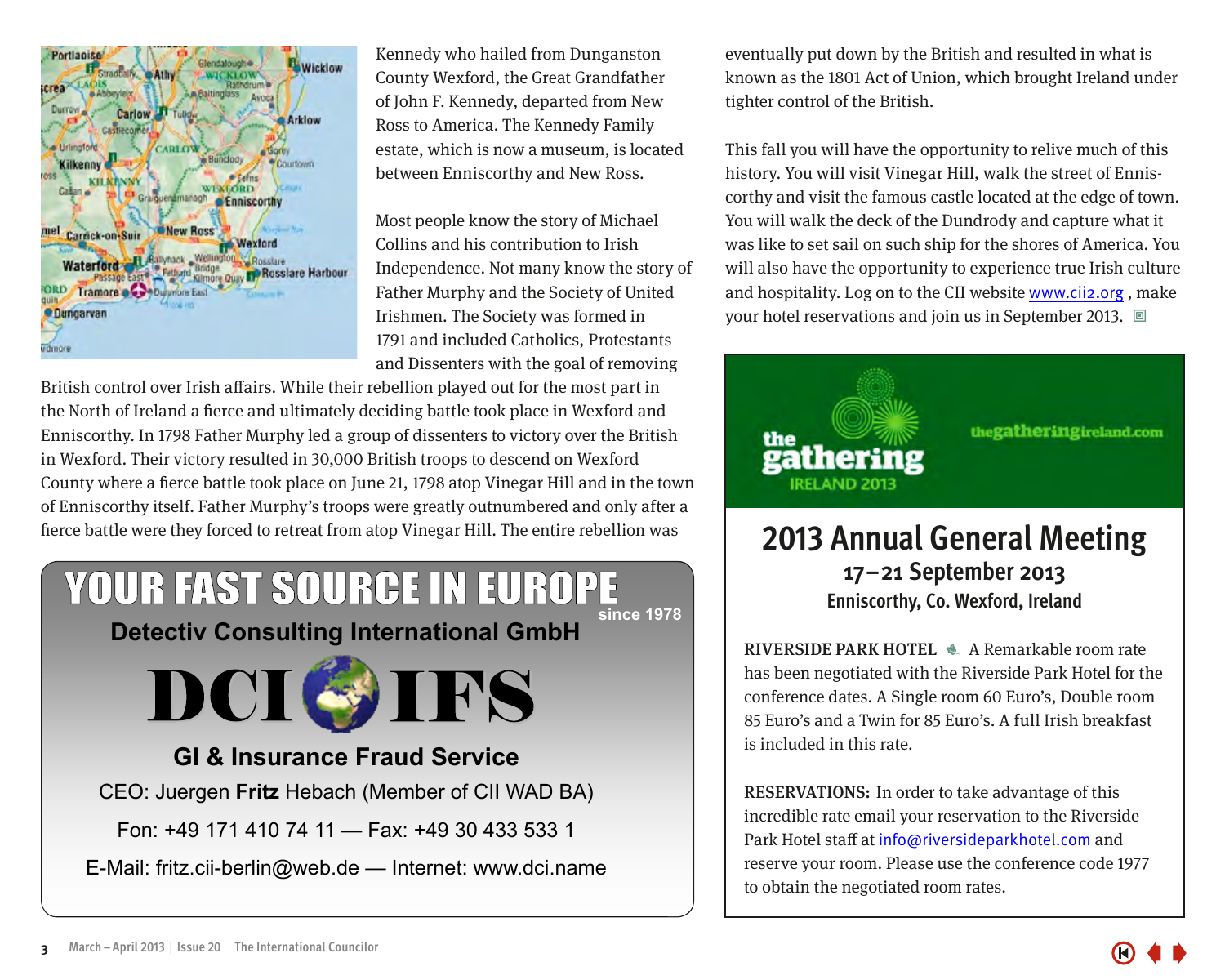Kennedy who hailed from Dunganston County Wexford, the Great Grandfather of John F. Kennedy, departed from New Ross to America. The Kennedy Family estate, which is now a museum, is located between Enniscorthy and New Ross.

Most people know the story of Michael Collins and his contribution to Irish Independence. Not many know the story of Father Murphy and the Society of United Irishmen. The Society was formed in 1791 and included Catholics, Protestants and Dissenters with the goal of removing British control over Irish affairs. While their rebellion played out for the most part in the North of Ireland a fierce and ultimately deciding battle took place in Wexford and Enniscorthy. In 1798 Father Murphy led a group of dissenters to victory over the British in Wexford. Their victory resulted in 30,000 British troops to descend on Wexford County where a fierce battle took place on June 21, 1798 atop Vinegar Hill and in the town of Enniscorthy itself. Father Murphy's troops were greatly outnumbered and only after a fierce battle were they forced to retreat from atop Vinegar Hill. The entire rebellion was eventually put down by the British and resulted in what is known as the 1801 Act of Union, which brought Ireland under tighter control of the British.

This fall you will have the opportunity to relive much of this history. You will visit Vinegar Hill, walk the street of Enniscorthy and visit the famous castle located at the edge of town. You will walk the deck of the Dundrody and capture what it was like to set sail on such ship for the shores of America. You will also have the opportunity to experience true Irish culture and hospitality. Log on to the CII website www.cii2.org , make your hotel reservations and join us in September 2013.

---

**YOUR FAST SOURCE IN EUROPE** since 1978

**Detectiv Consulting International GmbH**

**DCI IFS**

**GI & Insurance Fraud Service**

CEO: Juergen **Fritz** Hebach (Member of CII WAD BA)

Fon: +49 171 410 74 11 — Fax: +49 30 433 533 1

E-Mail: fritz.cii-berlin@web.de — Internet: www.dci.name

---

the gathering IRELAND 2013

thegatheringireland.com

## 2013 Annual General Meeting

### 17–21 September 2013

### Enniscorthy, Co. Wexford, Ireland

**RIVERSIDE PARK HOTEL** A Remarkable room rate has been negotiated with the Riverside Park Hotel for the conference dates. A Single room 60 Euro's, Double room 85 Euro's and a Twin for 85 Euro's. A full Irish breakfast is included in this rate.

**RESERVATIONS:** In order to take advantage of this incredible rate email your reservation to the Riverside Park Hotel staff at info@riversideparkhotel.com and reserve your room. Please use the conference code 1977 to obtain the negotiated room rates.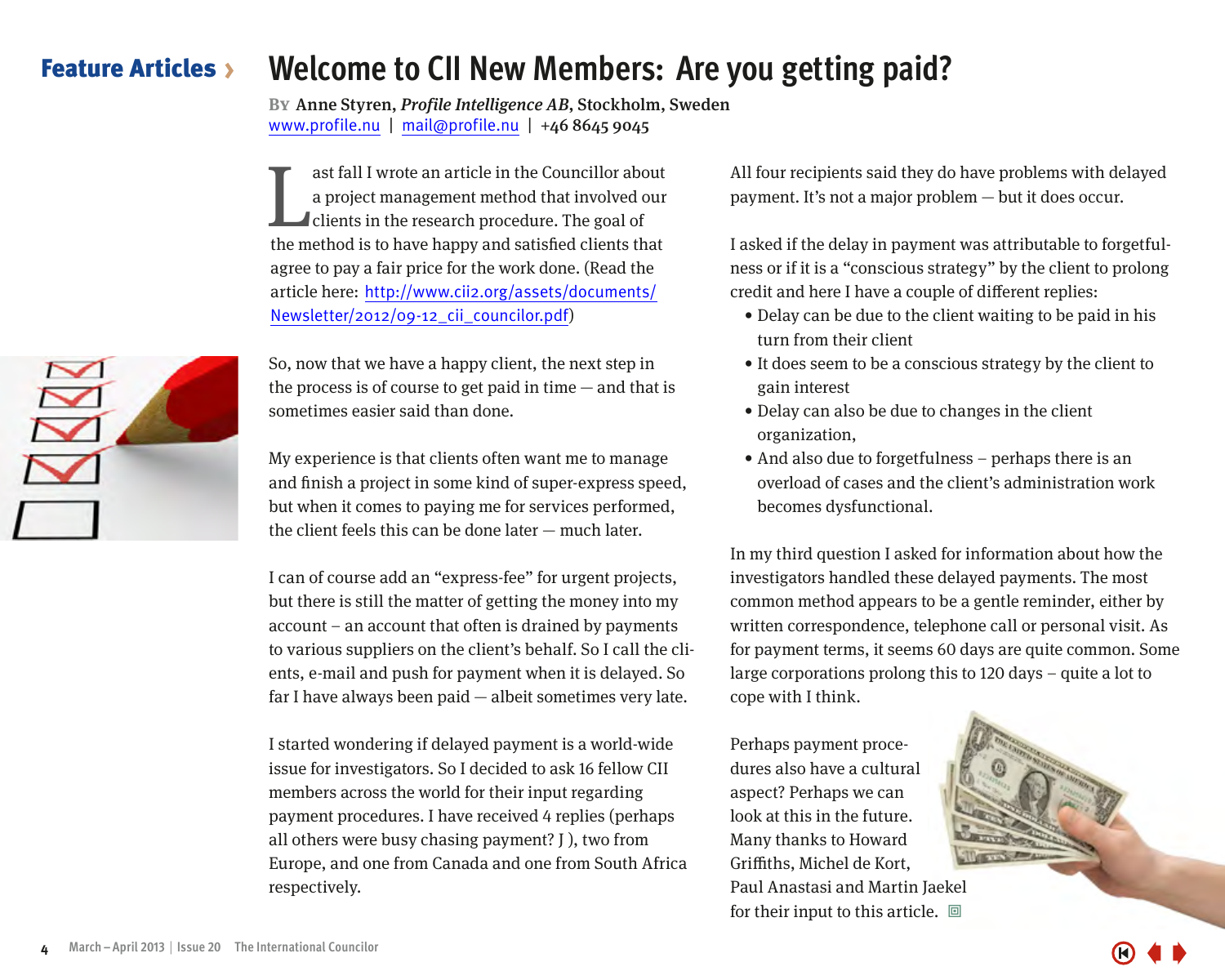# Welcome to CII New Members: Are you getting paid?

**By** Anne Styren, *Profile Intelligence AB*, Stockholm, Sweden
www.profile.nu | mail@profile.nu | +46 8645 9045

Last fall I wrote an article in the Councillor about a project management method that involved our clients in the research procedure. The goal of the method is to have happy and satisfied clients that agree to pay a fair price for the work done. (Read the article here: http://www.cii2.org/assets/documents/Newsletter/2012/09-12_cii_councilor.pdf)

So, now that we have a happy client, the next step in the process is of course to get paid in time — and that is sometimes easier said than done.

My experience is that clients often want me to manage and finish a project in some kind of super-express speed, but when it comes to paying me for services performed, the client feels this can be done later — much later.

I can of course add an "express-fee" for urgent projects, but there is still the matter of getting the money into my account – an account that often is drained by payments to various suppliers on the client's behalf. So I call the clients, e-mail and push for payment when it is delayed. So far I have always been paid — albeit sometimes very late.

I started wondering if delayed payment is a world-wide issue for investigators. So I decided to ask 16 fellow CII members across the world for their input regarding payment procedures. I have received 4 replies (perhaps all others were busy chasing payment? J ), two from Europe, and one from Canada and one from South Africa respectively.

All four recipients said they do have problems with delayed payment. It's not a major problem — but it does occur.

I asked if the delay in payment was attributable to forgetfulness or if it is a "conscious strategy" by the client to prolong credit and here I have a couple of different replies:

- Delay can be due to the client waiting to be paid in his turn from their client
- It does seem to be a conscious strategy by the client to gain interest
- Delay can also be due to changes in the client organization,
- And also due to forgetfulness – perhaps there is an overload of cases and the client's administration work becomes dysfunctional.

In my third question I asked for information about how the investigators handled these delayed payments. The most common method appears to be a gentle reminder, either by written correspondence, telephone call or personal visit. As for payment terms, it seems 60 days are quite common. Some large corporations prolong this to 120 days – quite a lot to cope with I think.

Perhaps payment procedures also have a cultural aspect? Perhaps we can look at this in the future. Many thanks to Howard Griffiths, Michel de Kort, Paul Anastasi and Martin Jaekel for their input to this article.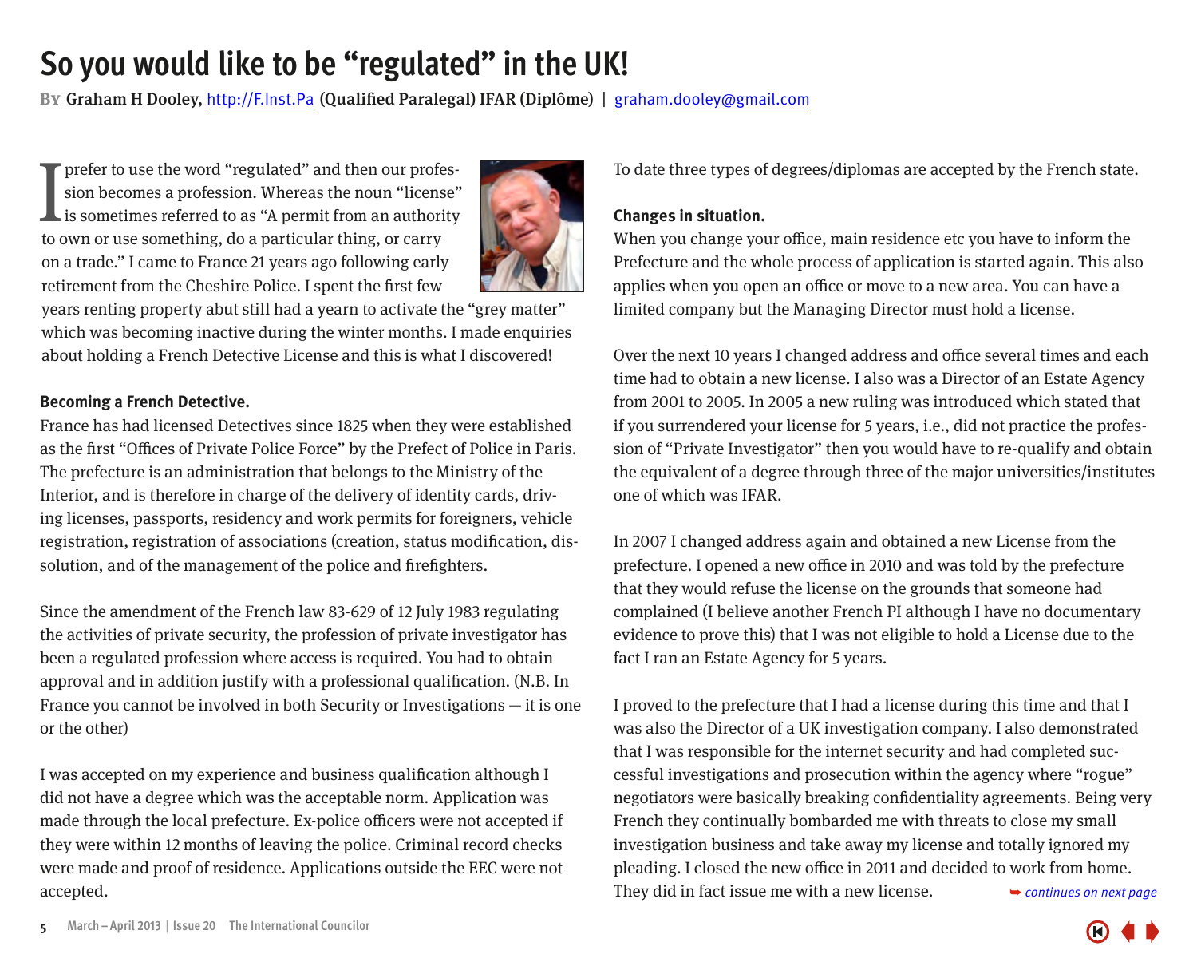# So you would like to be "regulated" in the UK!

**By** **Graham H Dooley, http://F.Inst.Pa (Qualified Paralegal) IFAR (Diplôme)** | graham.dooley@gmail.com

I prefer to use the word "regulated" and then our profession becomes a profession. Whereas the noun "license" is sometimes referred to as "A permit from an authority to own or use something, do a particular thing, or carry on a trade." I came to France 21 years ago following early retirement from the Cheshire Police. I spent the first few years renting property abut still had a yearn to activate the "grey matter" which was becoming inactive during the winter months. I made enquiries about holding a French Detective License and this is what I discovered!

**Becoming a French Detective.**

France has had licensed Detectives since 1825 when they were established as the first "Offices of Private Police Force" by the Prefect of Police in Paris. The prefecture is an administration that belongs to the Ministry of the Interior, and is therefore in charge of the delivery of identity cards, driving licenses, passports, residency and work permits for foreigners, vehicle registration, registration of associations (creation, status modification, dissolution, and of the management of the police and firefighters.

Since the amendment of the French law 83-629 of 12 July 1983 regulating the activities of private security, the profession of private investigator has been a regulated profession where access is required. You had to obtain approval and in addition justify with a professional qualification. (N.B. In France you cannot be involved in both Security or Investigations — it is one or the other)

I was accepted on my experience and business qualification although I did not have a degree which was the acceptable norm. Application was made through the local prefecture. Ex-police officers were not accepted if they were within 12 months of leaving the police. Criminal record checks were made and proof of residence. Applications outside the EEC were not accepted.

To date three types of degrees/diplomas are accepted by the French state.

**Changes in situation.**

When you change your office, main residence etc you have to inform the Prefecture and the whole process of application is started again. This also applies when you open an office or move to a new area. You can have a limited company but the Managing Director must hold a license.

Over the next 10 years I changed address and office several times and each time had to obtain a new license. I also was a Director of an Estate Agency from 2001 to 2005. In 2005 a new ruling was introduced which stated that if you surrendered your license for 5 years, i.e., did not practice the profession of "Private Investigator" then you would have to re-qualify and obtain the equivalent of a degree through three of the major universities/institutes one of which was IFAR.

In 2007 I changed address again and obtained a new License from the prefecture. I opened a new office in 2010 and was told by the prefecture that they would refuse the license on the grounds that someone had complained (I believe another French PI although I have no documentary evidence to prove this) that I was not eligible to hold a License due to the fact I ran an Estate Agency for 5 years.

I proved to the prefecture that I had a license during this time and that I was also the Director of a UK investigation company. I also demonstrated that I was responsible for the internet security and had completed successful investigations and prosecution within the agency where "rogue" negotiators were basically breaking confidentiality agreements. Being very French they continually bombarded me with threats to close my small investigation business and take away my license and totally ignored my pleading. I closed the new office in 2011 and decided to work from home. They did in fact issue me with a new license.

*➥ continues on next page*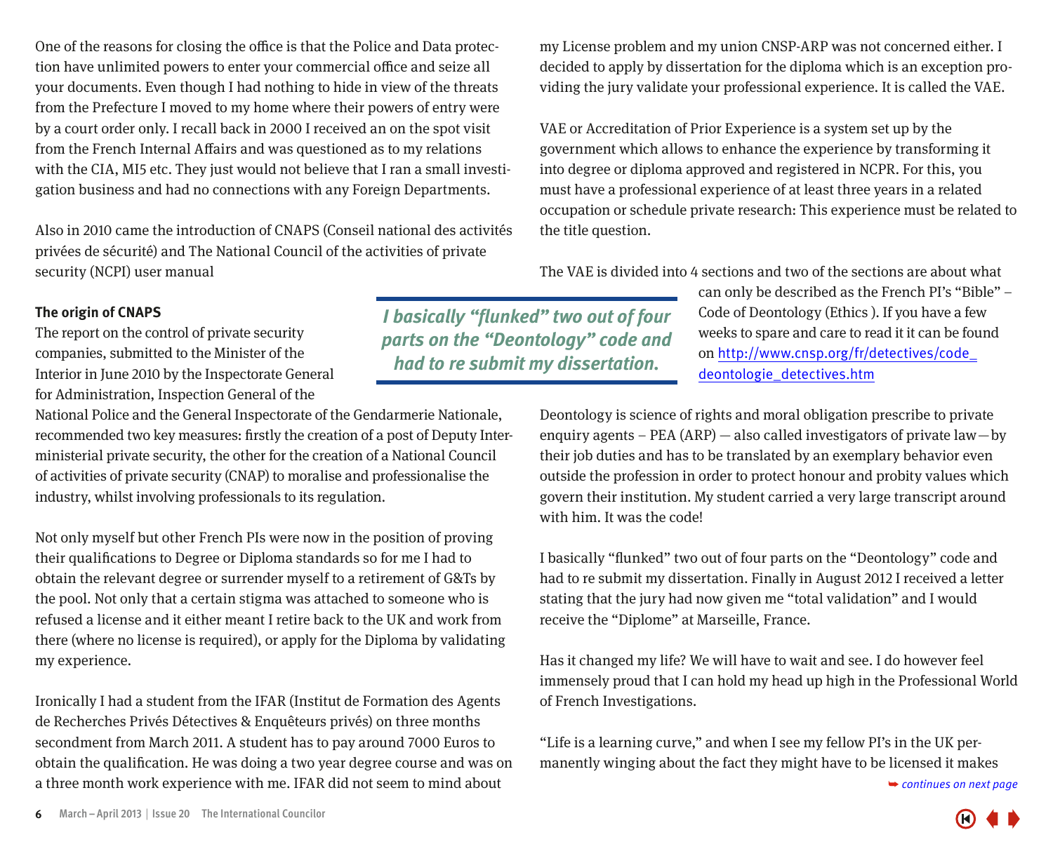One of the reasons for closing the office is that the Police and Data protection have unlimited powers to enter your commercial office and seize all your documents. Even though I had nothing to hide in view of the threats from the Prefecture I moved to my home where their powers of entry were by a court order only. I recall back in 2000 I received an on the spot visit from the French Internal Affairs and was questioned as to my relations with the CIA, MI5 etc. They just would not believe that I ran a small investigation business and had no connections with any Foreign Departments.

Also in 2010 came the introduction of CNAPS (Conseil national des activités privées de sécurité) and The National Council of the activities of private security (NCPI) user manual

**The origin of CNAPS**

The report on the control of private security companies, submitted to the Minister of the Interior in June 2010 by the Inspectorate General for Administration, Inspection General of the National Police and the General Inspectorate of the Gendarmerie Nationale, recommended two key measures: firstly the creation of a post of Deputy Interministerial private security, the other for the creation of a National Council of activities of private security (CNAP) to moralise and professionalise the industry, whilst involving professionals to its regulation.

Not only myself but other French PIs were now in the position of proving their qualifications to Degree or Diploma standards so for me I had to obtain the relevant degree or surrender myself to a retirement of G&Ts by the pool. Not only that a certain stigma was attached to someone who is refused a license and it either meant I retire back to the UK and work from there (where no license is required), or apply for the Diploma by validating my experience.

Ironically I had a student from the IFAR (Institut de Formation des Agents de Recherches Privés Détectives & Enquêteurs privés) on three months secondment from March 2011. A student has to pay around 7000 Euros to obtain the qualification. He was doing a two year degree course and was on a three month work experience with me. IFAR did not seem to mind about my License problem and my union CNSP-ARP was not concerned either. I decided to apply by dissertation for the diploma which is an exception providing the jury validate your professional experience. It is called the VAE.

VAE or Accreditation of Prior Experience is a system set up by the government which allows to enhance the experience by transforming it into degree or diploma approved and registered in NCPR. For this, you must have a professional experience of at least three years in a related occupation or schedule private research: This experience must be related to the title question.

The VAE is divided into 4 sections and two of the sections are about what can only be described as the French PI's "Bible" – Code of Deontology (Ethics ). If you have a few weeks to spare and care to read it it can be found on http://www.cnsp.org/fr/detectives/code_deontologie_detectives.htm

> *I basically "flunked" two out of four parts on the "Deontology" code and had to re submit my dissertation.*

Deontology is science of rights and moral obligation prescribe to private enquiry agents – PEA (ARP) — also called investigators of private law — by their job duties and has to be translated by an exemplary behavior even outside the profession in order to protect honour and probity values which govern their institution. My student carried a very large transcript around with him. It was the code!

I basically "flunked" two out of four parts on the "Deontology" code and had to re submit my dissertation. Finally in August 2012 I received a letter stating that the jury had now given me "total validation" and I would receive the "Diplome" at Marseille, France.

Has it changed my life? We will have to wait and see. I do however feel immensely proud that I can hold my head up high in the Professional World of French Investigations.

"Life is a learning curve," and when I see my fellow PI's in the UK permanently winging about the fact they might have to be licensed it makes

*continues on next page*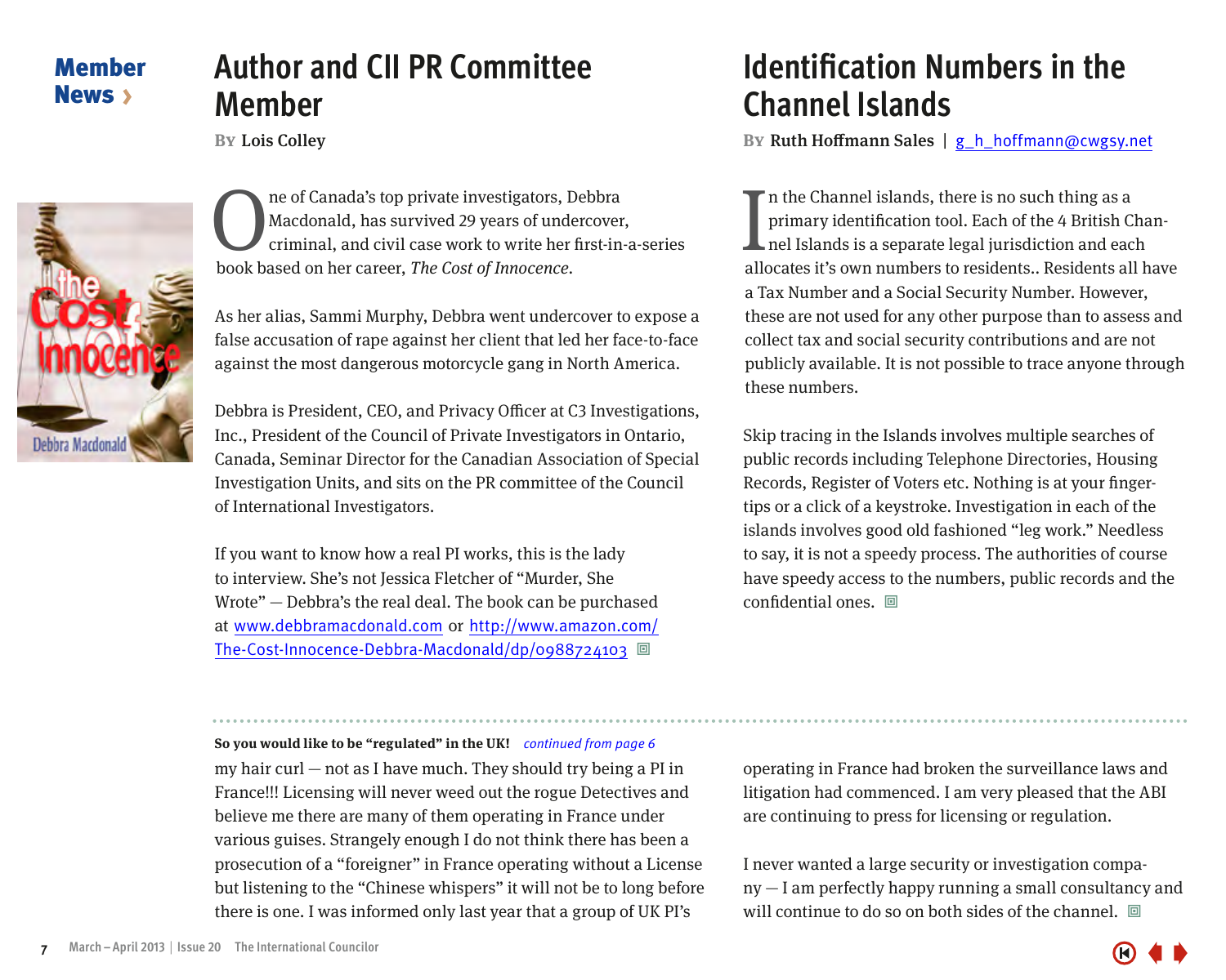Member News ›

# Author and CII PR Committee Member

**By** Lois Colley

One of Canada's top private investigators, Debbra Macdonald, has survived 29 years of undercover, criminal, and civil case work to write her first-in-a-series book based on her career, *The Cost of Innocence*.

As her alias, Sammi Murphy, Debbra went undercover to expose a false accusation of rape against her client that led her face-to-face against the most dangerous motorcycle gang in North America.

Debbra is President, CEO, and Privacy Officer at C3 Investigations, Inc., President of the Council of Private Investigators in Ontario, Canada, Seminar Director for the Canadian Association of Special Investigation Units, and sits on the PR committee of the Council of International Investigators.

If you want to know how a real PI works, this is the lady to interview. She's not Jessica Fletcher of "Murder, She Wrote" — Debbra's the real deal. The book can be purchased at www.debbramacdonald.com or http://www.amazon.com/The-Cost-Innocence-Debbra-Macdonald/dp/0988724103

# Identification Numbers in the Channel Islands

**By** Ruth Hoffmann Sales | g_h_hoffmann@cwgsy.net

In the Channel islands, there is no such thing as a primary identification tool. Each of the 4 British Channel Islands is a separate legal jurisdiction and each allocates it's own numbers to residents.. Residents all have a Tax Number and a Social Security Number. However, these are not used for any other purpose than to assess and collect tax and social security contributions and are not publicly available. It is not possible to trace anyone through these numbers.

Skip tracing in the Islands involves multiple searches of public records including Telephone Directories, Housing Records, Register of Voters etc. Nothing is at your fingertips or a click of a keystroke. Investigation in each of the islands involves good old fashioned "leg work." Needless to say, it is not a speedy process. The authorities of course have speedy access to the numbers, public records and the confidential ones.

**So you would like to be "regulated" in the UK!** *continued from page 6*

my hair curl — not as I have much. They should try being a PI in France!!! Licensing will never weed out the rogue Detectives and believe me there are many of them operating in France under various guises. Strangely enough I do not think there has been a prosecution of a "foreigner" in France operating without a License but listening to the "Chinese whispers" it will not be to long before there is one. I was informed only last year that a group of UK PI's operating in France had broken the surveillance laws and litigation had commenced. I am very pleased that the ABI are continuing to press for licensing or regulation.

I never wanted a large security or investigation company — I am perfectly happy running a small consultancy and will continue to do so on both sides of the channel.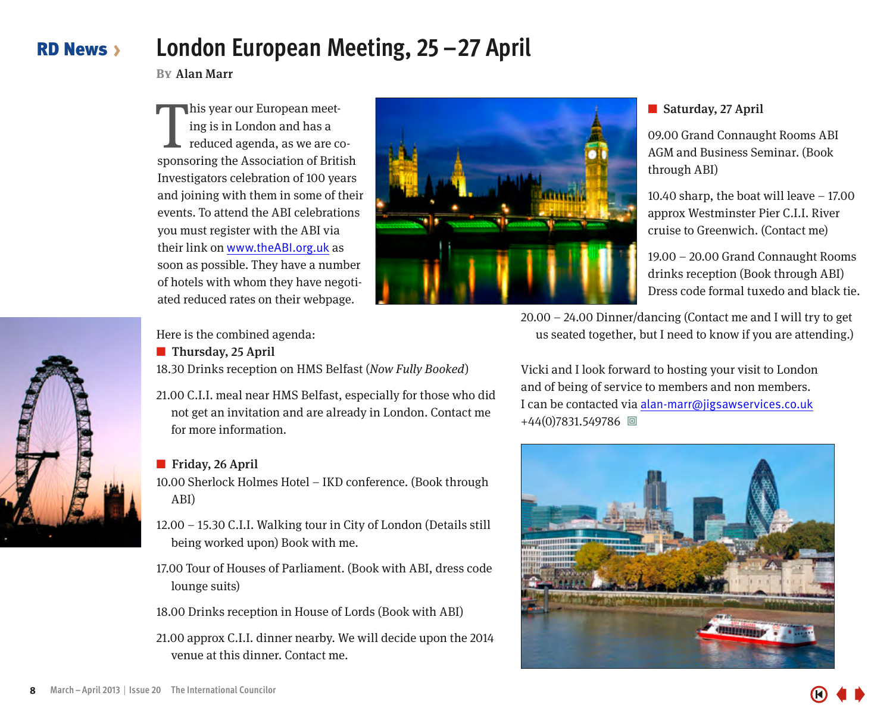RD News ›

# London European Meeting, 25 –27 April

By Alan Marr

This year our European meeting is in London and has a reduced agenda, as we are co-sponsoring the Association of British Investigators celebration of 100 years and joining with them in some of their events. To attend the ABI celebrations you must register with the ABI via their link on www.theABI.org.uk as soon as possible. They have a number of hotels with whom they have negotiated reduced rates on their webpage.

Here is the combined agenda:

**Thursday, 25 April**

18.30 Drinks reception on HMS Belfast (*Now Fully Booked*)

21.00 C.I.I. meal near HMS Belfast, especially for those who did not get an invitation and are already in London. Contact me for more information.

**Friday, 26 April**

10.00 Sherlock Holmes Hotel – IKD conference. (Book through ABI)

12.00 – 15.30 C.I.I. Walking tour in City of London (Details still being worked upon) Book with me.

17.00 Tour of Houses of Parliament. (Book with ABI, dress code lounge suits)

18.00 Drinks reception in House of Lords (Book with ABI)

21.00 approx C.I.I. dinner nearby. We will decide upon the 2014 venue at this dinner. Contact me.

**Saturday, 27 April**

09.00 Grand Connaught Rooms ABI AGM and Business Seminar. (Book through ABI)

10.40 sharp, the boat will leave – 17.00 approx Westminster Pier C.I.I. River cruise to Greenwich. (Contact me)

19.00 – 20.00 Grand Connaught Rooms drinks reception (Book through ABI) Dress code formal tuxedo and black tie.

20.00 – 24.00 Dinner/dancing (Contact me and I will try to get us seated together, but I need to know if you are attending.)

Vicki and I look forward to hosting your visit to London and of being of service to members and non members. I can be contacted via alan-marr@jigsawservices.co.uk +44(0)7831.549786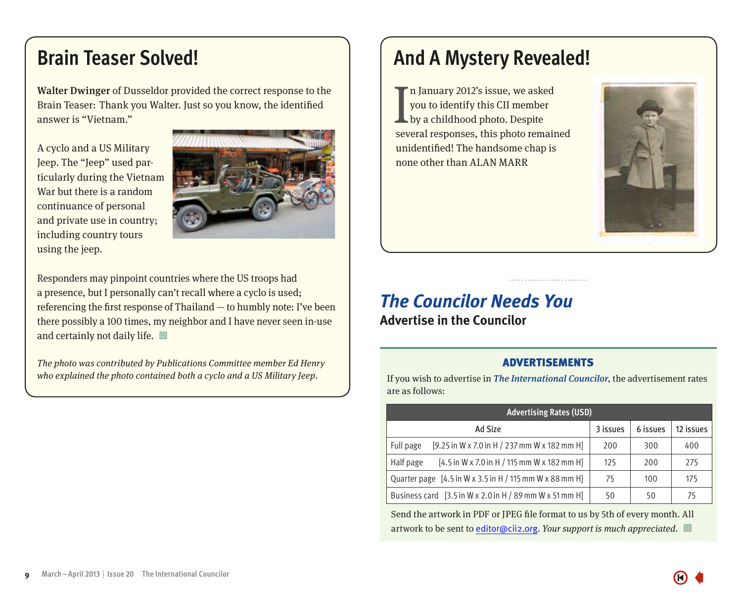## Brain Teaser Solved!

**Walter Dwinger** of Dusseldor provided the correct response to the Brain Teaser: Thank you Walter. Just so you know, the identified answer is "Vietnam."

A cyclo and a US Military Jeep. The "Jeep" used particularly during the Vietnam War but there is a random continuance of personal and private use in country; including country tours using the jeep.

Responders may pinpoint countries where the US troops had a presence, but I personally can't recall where a cyclo is used; referencing the first response of Thailand — to humbly note: I've been there possibly a 100 times, my neighbor and I have never seen in-use and certainly not daily life.

*The photo was contributed by Publications Committee member Ed Henry who explained the photo contained both a cyclo and a US Military Jeep.*

## And A Mystery Revealed!

In January 2012's issue, we asked you to identify this CII member by a childhood photo. Despite several responses, this photo remained unidentified! The handsome chap is none other than ALAN MARR

## *The Councilor Needs You*

### Advertise in the Councilor

#### ADVERTISEMENTS

If you wish to advertise in ***The International Councilor***, the advertisement rates are as follows:

| Advertising Rates (USD) | | | |
|---|---|---|---|
| Ad Size | 3 issues | 6 issues | 12 issues |
| Full page [9.25 in W x 7.0 in H / 237 mm W x 182 mm H] | 200 | 300 | 400 |
| Half page [4.5 in W x 7.0 in H / 115 mm W x 182 mm H] | 125 | 200 | 275 |
| Quarter page [4.5 in W x 3.5 in H / 115 mm W x 88 mm H] | 75 | 100 | 175 |
| Business card [3.5 in W x 2.0 in H / 89 mm W x 51 mm H] | 50 | 50 | 75 |

Send the artwork in PDF or JPEG file format to us by 5th of every month. All artwork to be sent to editor@cii2.org. *Your support is much appreciated.*